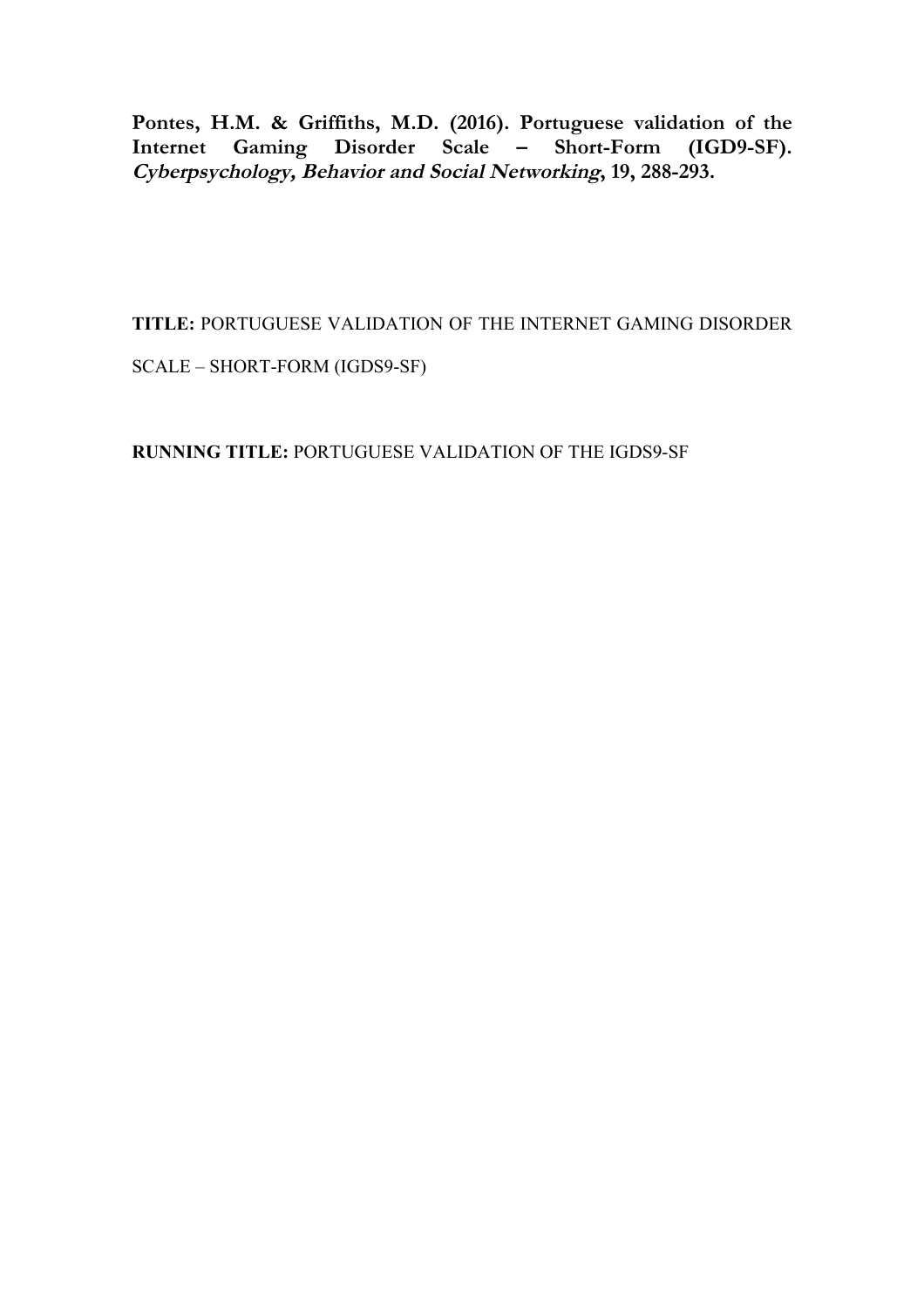**Pontes, H.M. & Griffiths, M.D. (2016). Portuguese validation of the Internet Gaming Disorder Scale – Short-Form (IGD9-SF). *Cyberpsychology, Behavior and Social Networking*, 19, 288-293.**

**TITLE:** PORTUGUESE VALIDATION OF THE INTERNET GAMING DISORDER SCALE – SHORT-FORM (IGDS9-SF)

**RUNNING TITLE:** PORTUGUESE VALIDATION OF THE IGDS9-SF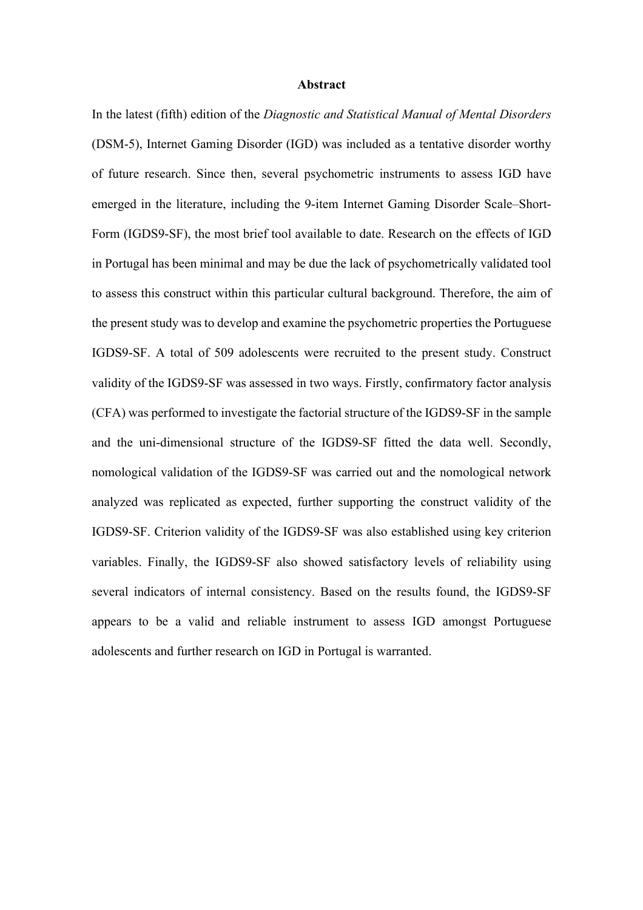## Abstract

In the latest (fifth) edition of the *Diagnostic and Statistical Manual of Mental Disorders* (DSM-5), Internet Gaming Disorder (IGD) was included as a tentative disorder worthy of future research. Since then, several psychometric instruments to assess IGD have emerged in the literature, including the 9-item Internet Gaming Disorder Scale–Short-Form (IGDS9-SF), the most brief tool available to date. Research on the effects of IGD in Portugal has been minimal and may be due the lack of psychometrically validated tool to assess this construct within this particular cultural background. Therefore, the aim of the present study was to develop and examine the psychometric properties the Portuguese IGDS9-SF. A total of 509 adolescents were recruited to the present study. Construct validity of the IGDS9-SF was assessed in two ways. Firstly, confirmatory factor analysis (CFA) was performed to investigate the factorial structure of the IGDS9-SF in the sample and the uni-dimensional structure of the IGDS9-SF fitted the data well. Secondly, nomological validation of the IGDS9-SF was carried out and the nomological network analyzed was replicated as expected, further supporting the construct validity of the IGDS9-SF. Criterion validity of the IGDS9-SF was also established using key criterion variables. Finally, the IGDS9-SF also showed satisfactory levels of reliability using several indicators of internal consistency. Based on the results found, the IGDS9-SF appears to be a valid and reliable instrument to assess IGD amongst Portuguese adolescents and further research on IGD in Portugal is warranted.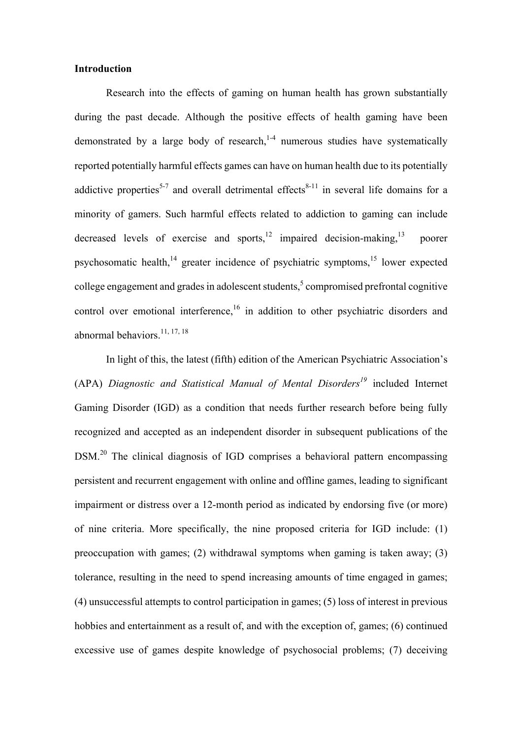**Introduction**

Research into the effects of gaming on human health has grown substantially during the past decade. Although the positive effects of health gaming have been demonstrated by a large body of research,[1-4] numerous studies have systematically reported potentially harmful effects games can have on human health due to its potentially addictive properties[5-7] and overall detrimental effects[8-11] in several life domains for a minority of gamers. Such harmful effects related to addiction to gaming can include decreased levels of exercise and sports,[12] impaired decision-making,[13] poorer psychosomatic health,[14] greater incidence of psychiatric symptoms,[15] lower expected college engagement and grades in adolescent students,[5] compromised prefrontal cognitive control over emotional interference,[16] in addition to other psychiatric disorders and abnormal behaviors.[11, 17, 18]

In light of this, the latest (fifth) edition of the American Psychiatric Association's (APA) *Diagnostic and Statistical Manual of Mental Disorders*[19] included Internet Gaming Disorder (IGD) as a condition that needs further research before being fully recognized and accepted as an independent disorder in subsequent publications of the DSM.[20] The clinical diagnosis of IGD comprises a behavioral pattern encompassing persistent and recurrent engagement with online and offline games, leading to significant impairment or distress over a 12-month period as indicated by endorsing five (or more) of nine criteria. More specifically, the nine proposed criteria for IGD include: (1) preoccupation with games; (2) withdrawal symptoms when gaming is taken away; (3) tolerance, resulting in the need to spend increasing amounts of time engaged in games; (4) unsuccessful attempts to control participation in games; (5) loss of interest in previous hobbies and entertainment as a result of, and with the exception of, games; (6) continued excessive use of games despite knowledge of psychosocial problems; (7) deceiving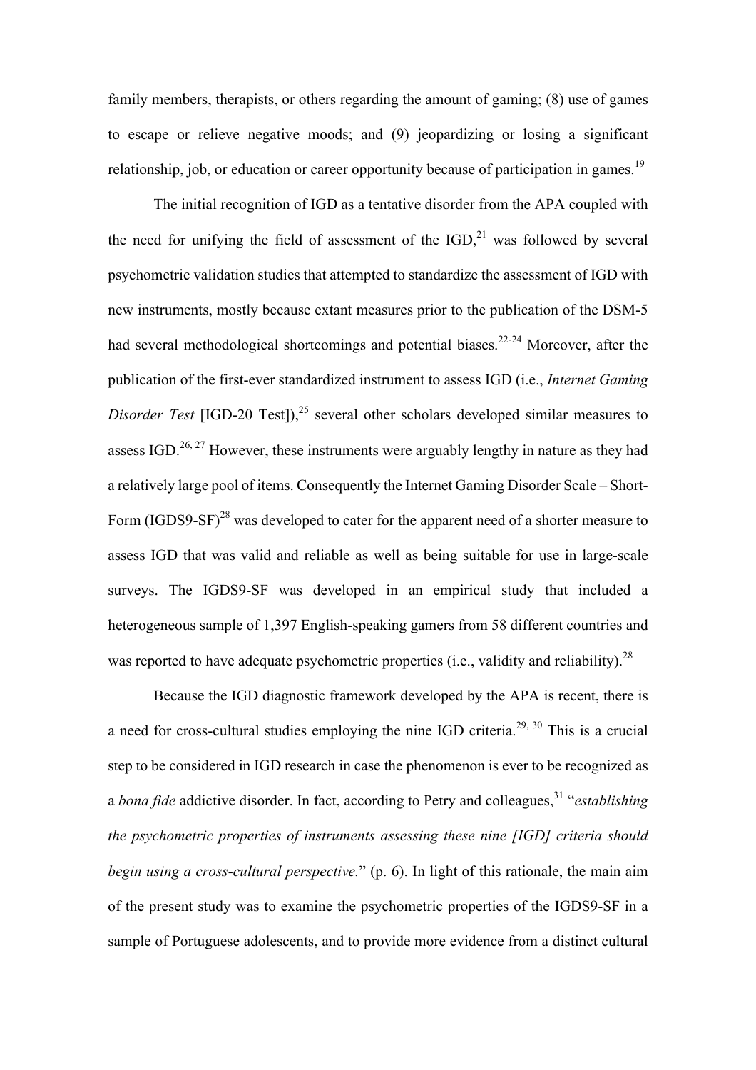family members, therapists, or others regarding the amount of gaming; (8) use of games to escape or relieve negative moods; and (9) jeopardizing or losing a significant relationship, job, or education or career opportunity because of participation in games.[19]

The initial recognition of IGD as a tentative disorder from the APA coupled with the need for unifying the field of assessment of the IGD,[21] was followed by several psychometric validation studies that attempted to standardize the assessment of IGD with new instruments, mostly because extant measures prior to the publication of the DSM-5 had several methodological shortcomings and potential biases.[22-24] Moreover, after the publication of the first-ever standardized instrument to assess IGD (i.e., *Internet Gaming Disorder Test* [IGD-20 Test]),[25] several other scholars developed similar measures to assess IGD.[26, 27] However, these instruments were arguably lengthy in nature as they had a relatively large pool of items. Consequently the Internet Gaming Disorder Scale – Short-Form (IGDS9-SF)[28] was developed to cater for the apparent need of a shorter measure to assess IGD that was valid and reliable as well as being suitable for use in large-scale surveys. The IGDS9-SF was developed in an empirical study that included a heterogeneous sample of 1,397 English-speaking gamers from 58 different countries and was reported to have adequate psychometric properties (i.e., validity and reliability).[28]

Because the IGD diagnostic framework developed by the APA is recent, there is a need for cross-cultural studies employing the nine IGD criteria.[29, 30] This is a crucial step to be considered in IGD research in case the phenomenon is ever to be recognized as a *bona fide* addictive disorder. In fact, according to Petry and colleagues,[31] "*establishing the psychometric properties of instruments assessing these nine [IGD] criteria should begin using a cross-cultural perspective.*" (p. 6). In light of this rationale, the main aim of the present study was to examine the psychometric properties of the IGDS9-SF in a sample of Portuguese adolescents, and to provide more evidence from a distinct cultural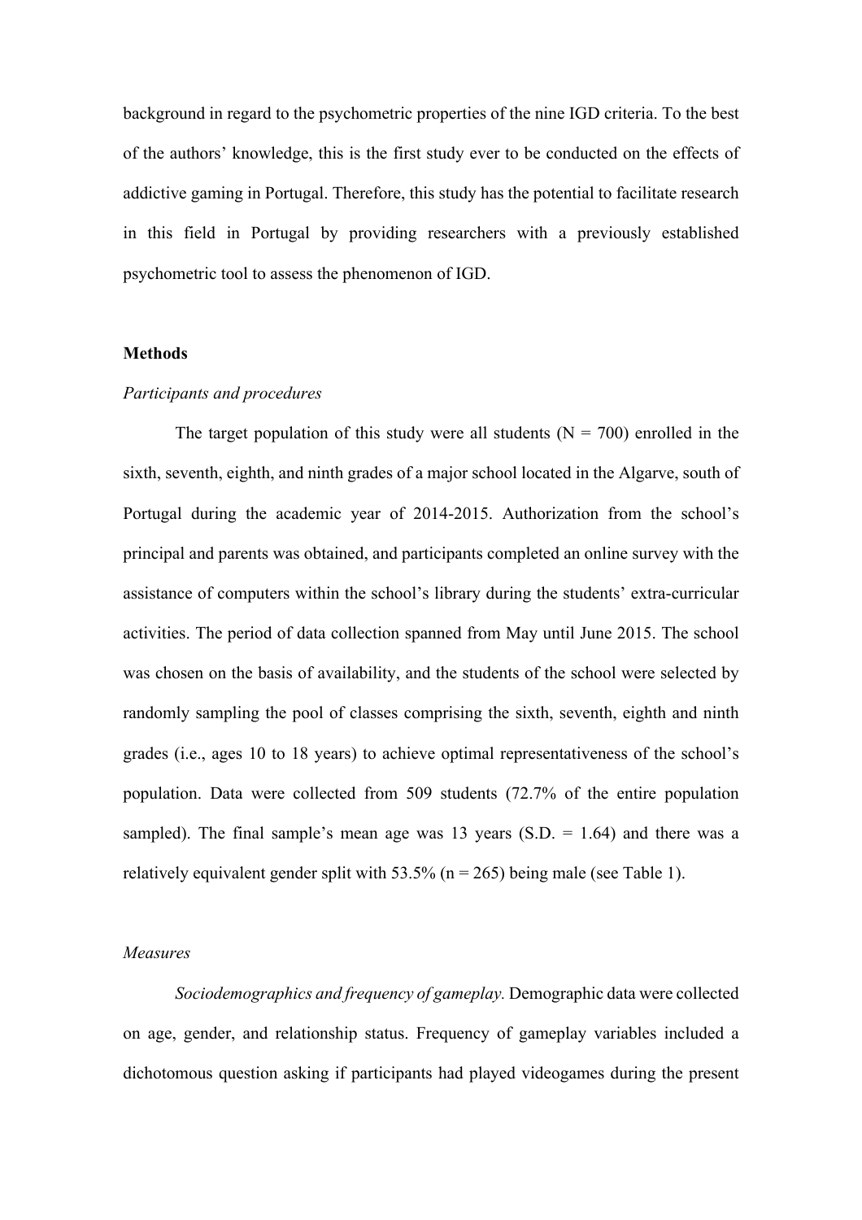background in regard to the psychometric properties of the nine IGD criteria. To the best of the authors' knowledge, this is the first study ever to be conducted on the effects of addictive gaming in Portugal. Therefore, this study has the potential to facilitate research in this field in Portugal by providing researchers with a previously established psychometric tool to assess the phenomenon of IGD.

## Methods

### *Participants and procedures*

The target population of this study were all students (N = 700) enrolled in the sixth, seventh, eighth, and ninth grades of a major school located in the Algarve, south of Portugal during the academic year of 2014-2015. Authorization from the school's principal and parents was obtained, and participants completed an online survey with the assistance of computers within the school's library during the students' extra-curricular activities. The period of data collection spanned from May until June 2015. The school was chosen on the basis of availability, and the students of the school were selected by randomly sampling the pool of classes comprising the sixth, seventh, eighth and ninth grades (i.e., ages 10 to 18 years) to achieve optimal representativeness of the school's population. Data were collected from 509 students (72.7% of the entire population sampled). The final sample's mean age was 13 years (S.D. = 1.64) and there was a relatively equivalent gender split with 53.5% (n = 265) being male (see Table 1).

### *Measures*

*Sociodemographics and frequency of gameplay.* Demographic data were collected on age, gender, and relationship status. Frequency of gameplay variables included a dichotomous question asking if participants had played videogames during the present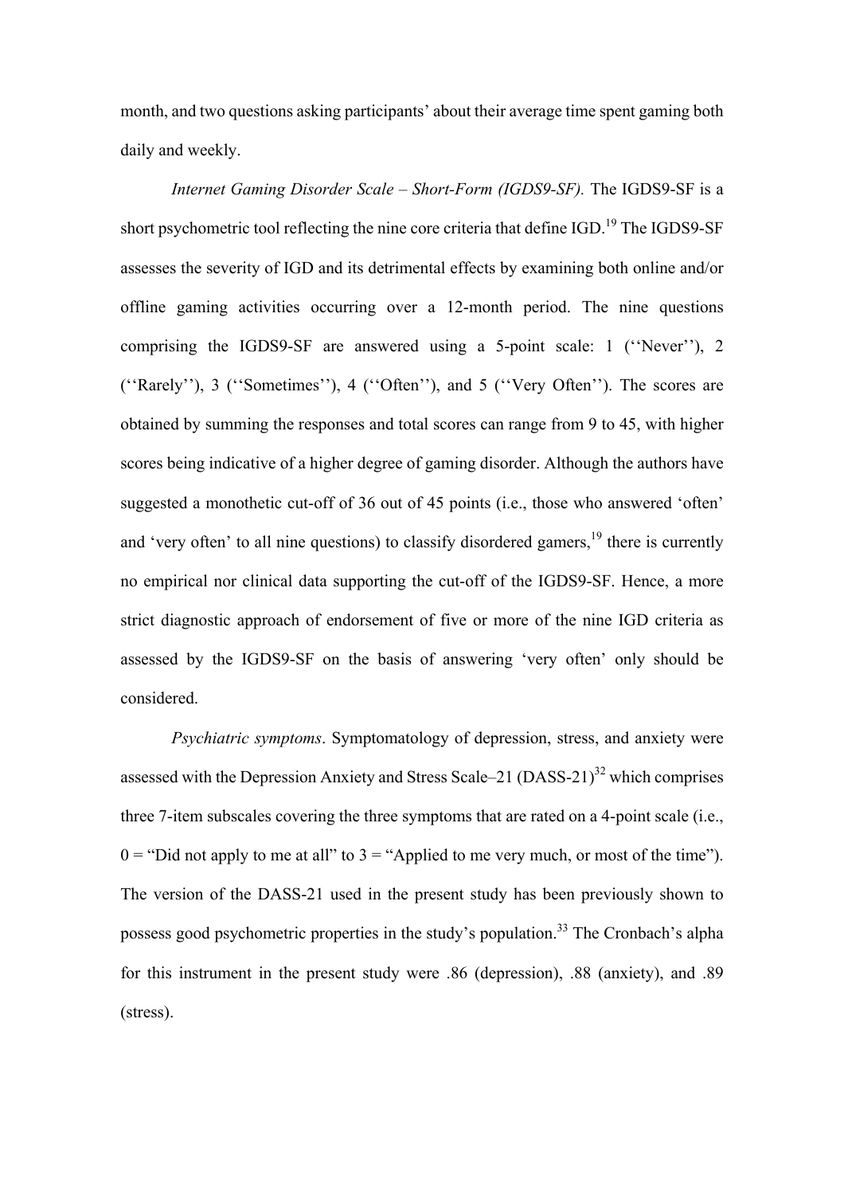month, and two questions asking participants' about their average time spent gaming both daily and weekly.

*Internet Gaming Disorder Scale – Short-Form (IGDS9-SF).* The IGDS9-SF is a short psychometric tool reflecting the nine core criteria that define IGD.[19] The IGDS9-SF assesses the severity of IGD and its detrimental effects by examining both online and/or offline gaming activities occurring over a 12-month period. The nine questions comprising the IGDS9-SF are answered using a 5-point scale: 1 (''Never''), 2 (''Rarely''), 3 (''Sometimes''), 4 (''Often''), and 5 (''Very Often''). The scores are obtained by summing the responses and total scores can range from 9 to 45, with higher scores being indicative of a higher degree of gaming disorder. Although the authors have suggested a monothetic cut-off of 36 out of 45 points (i.e., those who answered 'often' and 'very often' to all nine questions) to classify disordered gamers,[19] there is currently no empirical nor clinical data supporting the cut-off of the IGDS9-SF. Hence, a more strict diagnostic approach of endorsement of five or more of the nine IGD criteria as assessed by the IGDS9-SF on the basis of answering 'very often' only should be considered.

*Psychiatric symptoms*. Symptomatology of depression, stress, and anxiety were assessed with the Depression Anxiety and Stress Scale–21 (DASS-21)[32] which comprises three 7-item subscales covering the three symptoms that are rated on a 4-point scale (i.e., 0 = "Did not apply to me at all" to 3 = "Applied to me very much, or most of the time"). The version of the DASS-21 used in the present study has been previously shown to possess good psychometric properties in the study's population.[33] The Cronbach's alpha for this instrument in the present study were .86 (depression), .88 (anxiety), and .89 (stress).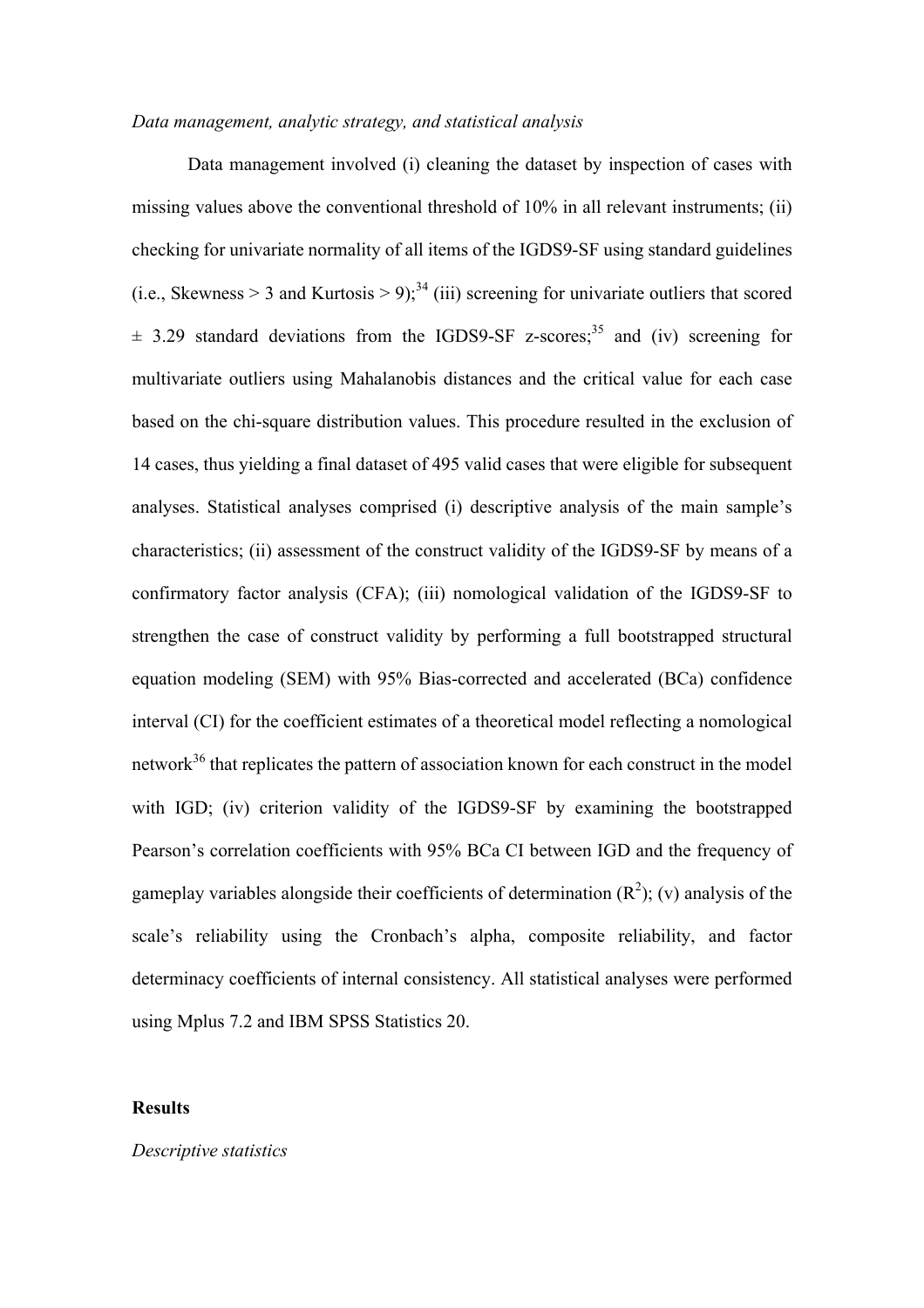*Data management, analytic strategy, and statistical analysis*

Data management involved (i) cleaning the dataset by inspection of cases with missing values above the conventional threshold of 10% in all relevant instruments; (ii) checking for univariate normality of all items of the IGDS9-SF using standard guidelines (i.e., Skewness > 3 and Kurtosis > 9);[34] (iii) screening for univariate outliers that scored ± 3.29 standard deviations from the IGDS9-SF z-scores;[35] and (iv) screening for multivariate outliers using Mahalanobis distances and the critical value for each case based on the chi-square distribution values. This procedure resulted in the exclusion of 14 cases, thus yielding a final dataset of 495 valid cases that were eligible for subsequent analyses. Statistical analyses comprised (i) descriptive analysis of the main sample's characteristics; (ii) assessment of the construct validity of the IGDS9-SF by means of a confirmatory factor analysis (CFA); (iii) nomological validation of the IGDS9-SF to strengthen the case of construct validity by performing a full bootstrapped structural equation modeling (SEM) with 95% Bias-corrected and accelerated (BCa) confidence interval (CI) for the coefficient estimates of a theoretical model reflecting a nomological network[36] that replicates the pattern of association known for each construct in the model with IGD; (iv) criterion validity of the IGDS9-SF by examining the bootstrapped Pearson's correlation coefficients with 95% BCa CI between IGD and the frequency of gameplay variables alongside their coefficients of determination ($R^2$); (v) analysis of the scale's reliability using the Cronbach's alpha, composite reliability, and factor determinacy coefficients of internal consistency. All statistical analyses were performed using Mplus 7.2 and IBM SPSS Statistics 20.

## Results

*Descriptive statistics*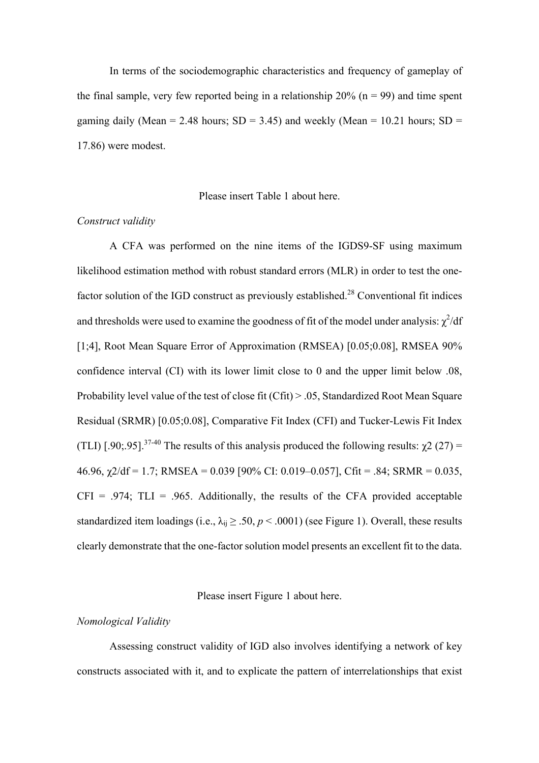In terms of the sociodemographic characteristics and frequency of gameplay of the final sample, very few reported being in a relationship 20% (n = 99) and time spent gaming daily (Mean = 2.48 hours; SD = 3.45) and weekly (Mean = 10.21 hours; SD = 17.86) were modest.

Please insert Table 1 about here.

*Construct validity*

A CFA was performed on the nine items of the IGDS9-SF using maximum likelihood estimation method with robust standard errors (MLR) in order to test the one-factor solution of the IGD construct as previously established.[28] Conventional fit indices and thresholds were used to examine the goodness of fit of the model under analysis: $\chi^2$/df [1;4], Root Mean Square Error of Approximation (RMSEA) [0.05;0.08], RMSEA 90% confidence interval (CI) with its lower limit close to 0 and the upper limit below .08, Probability level value of the test of close fit (Cfit) > .05, Standardized Root Mean Square Residual (SRMR) [0.05;0.08], Comparative Fit Index (CFI) and Tucker-Lewis Fit Index (TLI) [.90;.95].[37-40] The results of this analysis produced the following results: $\chi2$ (27) = 46.96, $\chi2$/df = 1.7; RMSEA = 0.039 [90% CI: 0.019–0.057], Cfit = .84; SRMR = 0.035, CFI = .974; TLI = .965. Additionally, the results of the CFA provided acceptable standardized item loadings (i.e., $\lambda_{ij} \geq .50$, $p < .0001$) (see Figure 1). Overall, these results clearly demonstrate that the one-factor solution model presents an excellent fit to the data.

Please insert Figure 1 about here.

*Nomological Validity*

Assessing construct validity of IGD also involves identifying a network of key constructs associated with it, and to explicate the pattern of interrelationships that exist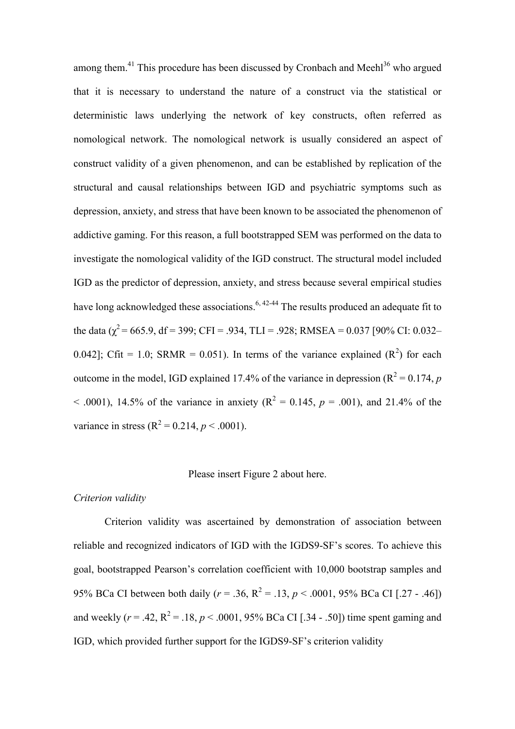among them.[41] This procedure has been discussed by Cronbach and Meehl[36] who argued that it is necessary to understand the nature of a construct via the statistical or deterministic laws underlying the network of key constructs, often referred as nomological network. The nomological network is usually considered an aspect of construct validity of a given phenomenon, and can be established by replication of the structural and causal relationships between IGD and psychiatric symptoms such as depression, anxiety, and stress that have been known to be associated the phenomenon of addictive gaming. For this reason, a full bootstrapped SEM was performed on the data to investigate the nomological validity of the IGD construct. The structural model included IGD as the predictor of depression, anxiety, and stress because several empirical studies have long acknowledged these associations.[6, 42-44] The results produced an adequate fit to the data ($\chi^2$ = 665.9, df = 399; CFI = .934, TLI = .928; RMSEA = 0.037 [90% CI: 0.032–0.042]; Cfit = 1.0; SRMR = 0.051). In terms of the variance explained ($R^2$) for each outcome in the model, IGD explained 17.4% of the variance in depression ($R^2 = 0.174$, $p < .0001$), 14.5% of the variance in anxiety ($R^2 = 0.145$, $p = .001$), and 21.4% of the variance in stress ($R^2 = 0.214$, $p < .0001$).

Please insert Figure 2 about here.

*Criterion validity*

Criterion validity was ascertained by demonstration of association between reliable and recognized indicators of IGD with the IGDS9-SF's scores. To achieve this goal, bootstrapped Pearson's correlation coefficient with 10,000 bootstrap samples and 95% BCa CI between both daily ($r = .36$, $R^2 = .13$, $p < .0001$, 95% BCa CI [.27 - .46]) and weekly ($r = .42$, $R^2 = .18$, $p < .0001$, 95% BCa CI [.34 - .50]) time spent gaming and IGD, which provided further support for the IGDS9-SF's criterion validity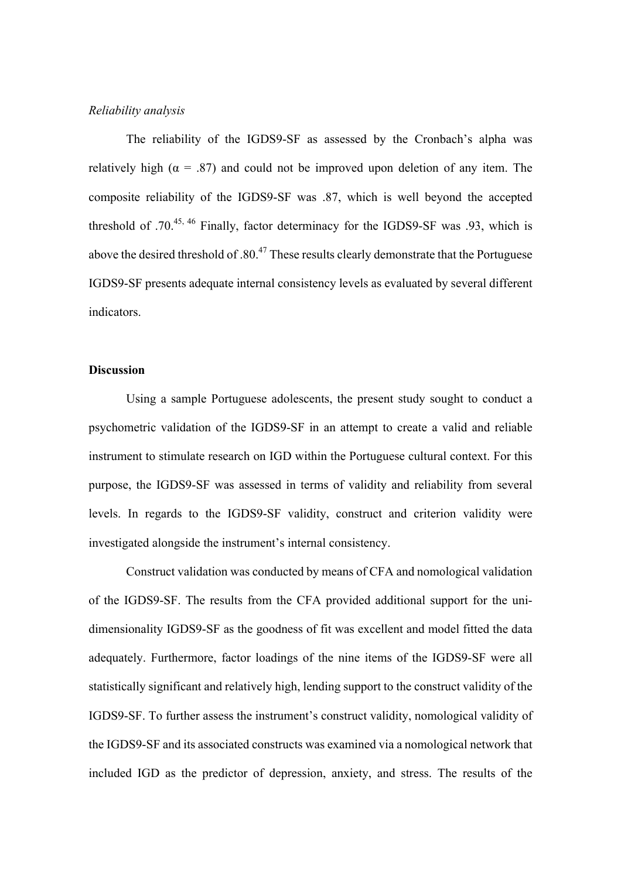*Reliability analysis*

The reliability of the IGDS9-SF as assessed by the Cronbach's alpha was relatively high (α = .87) and could not be improved upon deletion of any item. The composite reliability of the IGDS9-SF was .87, which is well beyond the accepted threshold of .70.[45, 46] Finally, factor determinacy for the IGDS9-SF was .93, which is above the desired threshold of .80.[47] These results clearly demonstrate that the Portuguese IGDS9-SF presents adequate internal consistency levels as evaluated by several different indicators.

**Discussion**

Using a sample Portuguese adolescents, the present study sought to conduct a psychometric validation of the IGDS9-SF in an attempt to create a valid and reliable instrument to stimulate research on IGD within the Portuguese cultural context. For this purpose, the IGDS9-SF was assessed in terms of validity and reliability from several levels. In regards to the IGDS9-SF validity, construct and criterion validity were investigated alongside the instrument's internal consistency.

Construct validation was conducted by means of CFA and nomological validation of the IGDS9-SF. The results from the CFA provided additional support for the uni-dimensionality IGDS9-SF as the goodness of fit was excellent and model fitted the data adequately. Furthermore, factor loadings of the nine items of the IGDS9-SF were all statistically significant and relatively high, lending support to the construct validity of the IGDS9-SF. To further assess the instrument's construct validity, nomological validity of the IGDS9-SF and its associated constructs was examined via a nomological network that included IGD as the predictor of depression, anxiety, and stress. The results of the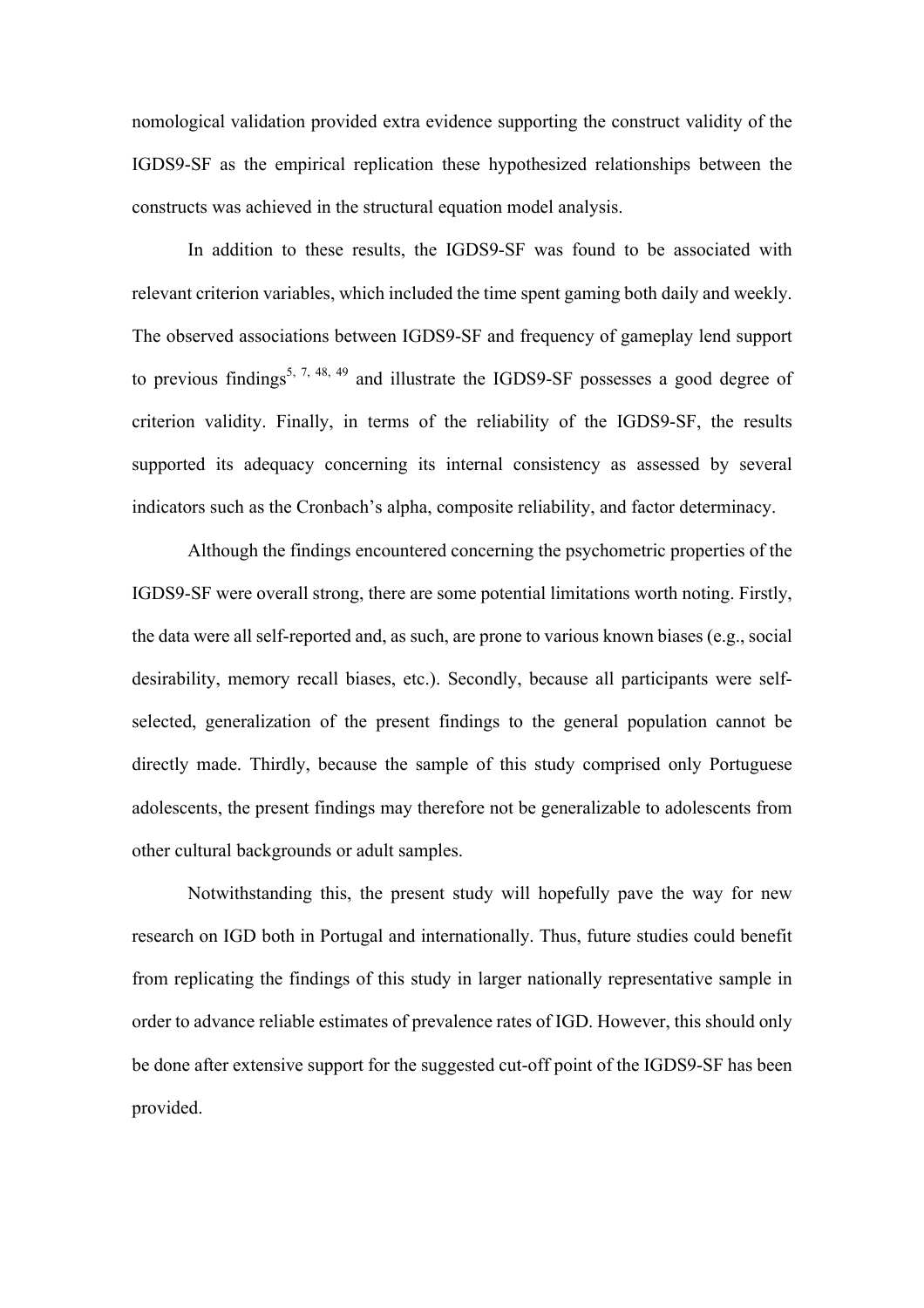nomological validation provided extra evidence supporting the construct validity of the IGDS9-SF as the empirical replication these hypothesized relationships between the constructs was achieved in the structural equation model analysis.

In addition to these results, the IGDS9-SF was found to be associated with relevant criterion variables, which included the time spent gaming both daily and weekly. The observed associations between IGDS9-SF and frequency of gameplay lend support to previous findings[5, 7, 48, 49] and illustrate the IGDS9-SF possesses a good degree of criterion validity. Finally, in terms of the reliability of the IGDS9-SF, the results supported its adequacy concerning its internal consistency as assessed by several indicators such as the Cronbach's alpha, composite reliability, and factor determinacy.

Although the findings encountered concerning the psychometric properties of the IGDS9-SF were overall strong, there are some potential limitations worth noting. Firstly, the data were all self-reported and, as such, are prone to various known biases (e.g., social desirability, memory recall biases, etc.). Secondly, because all participants were self-selected, generalization of the present findings to the general population cannot be directly made. Thirdly, because the sample of this study comprised only Portuguese adolescents, the present findings may therefore not be generalizable to adolescents from other cultural backgrounds or adult samples.

Notwithstanding this, the present study will hopefully pave the way for new research on IGD both in Portugal and internationally. Thus, future studies could benefit from replicating the findings of this study in larger nationally representative sample in order to advance reliable estimates of prevalence rates of IGD. However, this should only be done after extensive support for the suggested cut-off point of the IGDS9-SF has been provided.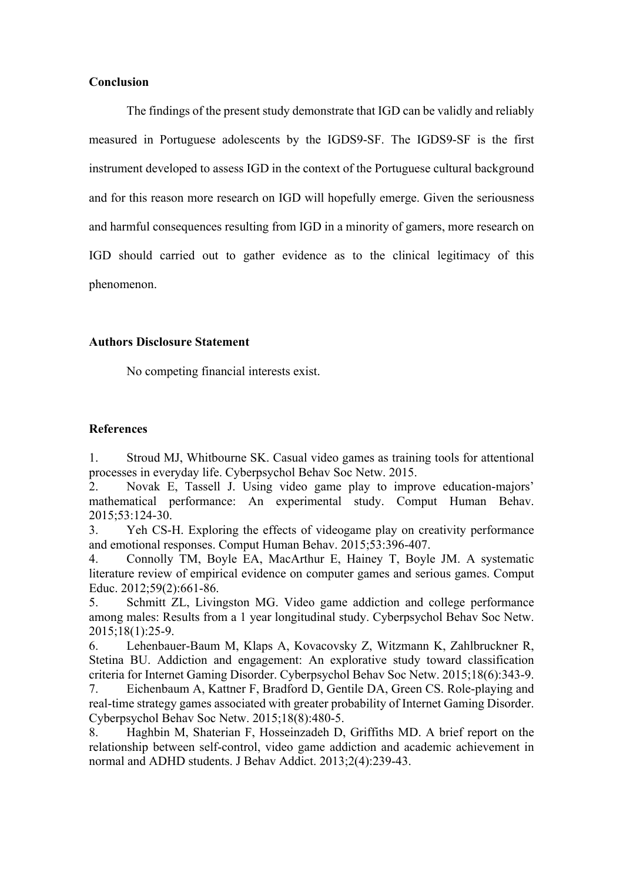**Conclusion**

The findings of the present study demonstrate that IGD can be validly and reliably measured in Portuguese adolescents by the IGDS9-SF. The IGDS9-SF is the first instrument developed to assess IGD in the context of the Portuguese cultural background and for this reason more research on IGD will hopefully emerge. Given the seriousness and harmful consequences resulting from IGD in a minority of gamers, more research on IGD should carried out to gather evidence as to the clinical legitimacy of this phenomenon.

**Authors Disclosure Statement**

No competing financial interests exist.

**References**

1. Stroud MJ, Whitbourne SK. Casual video games as training tools for attentional processes in everyday life. Cyberpsychol Behav Soc Netw. 2015.
2. Novak E, Tassell J. Using video game play to improve education-majors' mathematical performance: An experimental study. Comput Human Behav. 2015;53:124-30.
3. Yeh CS-H. Exploring the effects of videogame play on creativity performance and emotional responses. Comput Human Behav. 2015;53:396-407.
4. Connolly TM, Boyle EA, MacArthur E, Hainey T, Boyle JM. A systematic literature review of empirical evidence on computer games and serious games. Comput Educ. 2012;59(2):661-86.
5. Schmitt ZL, Livingston MG. Video game addiction and college performance among males: Results from a 1 year longitudinal study. Cyberpsychol Behav Soc Netw. 2015;18(1):25-9.
6. Lehenbauer-Baum M, Klaps A, Kovacovsky Z, Witzmann K, Zahlbruckner R, Stetina BU. Addiction and engagement: An explorative study toward classification criteria for Internet Gaming Disorder. Cyberpsychol Behav Soc Netw. 2015;18(6):343-9.
7. Eichenbaum A, Kattner F, Bradford D, Gentile DA, Green CS. Role-playing and real-time strategy games associated with greater probability of Internet Gaming Disorder. Cyberpsychol Behav Soc Netw. 2015;18(8):480-5.
8. Haghbin M, Shaterian F, Hosseinzadeh D, Griffiths MD. A brief report on the relationship between self-control, video game addiction and academic achievement in normal and ADHD students. J Behav Addict. 2013;2(4):239-43.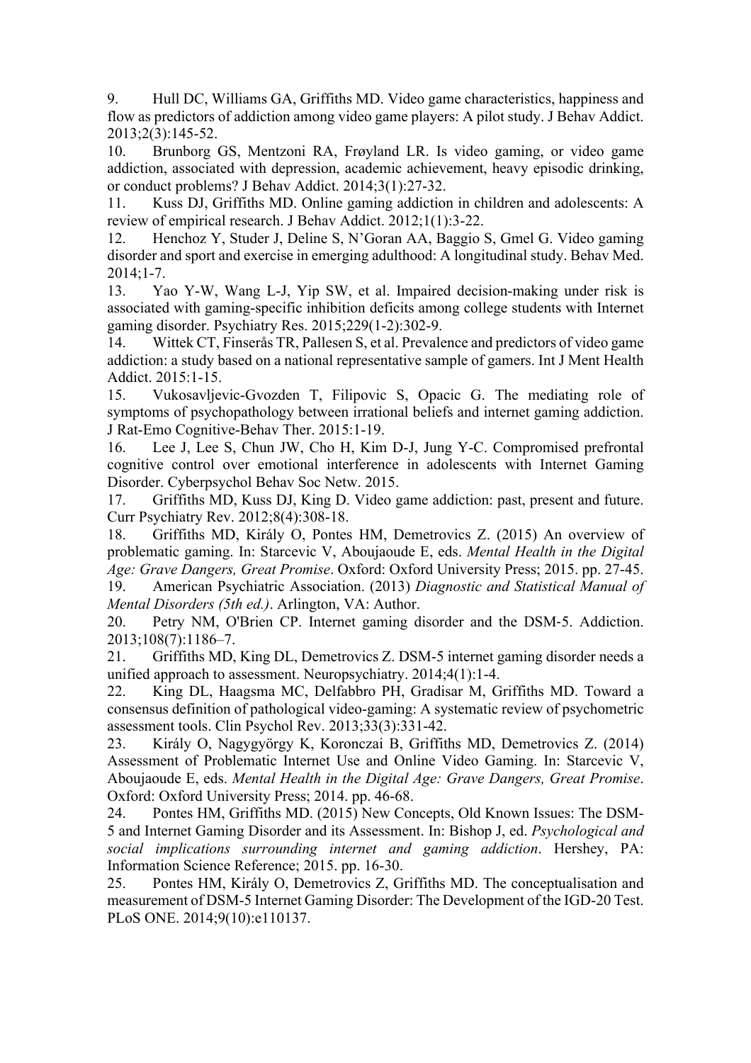9. Hull DC, Williams GA, Griffiths MD. Video game characteristics, happiness and flow as predictors of addiction among video game players: A pilot study. J Behav Addict. 2013;2(3):145-52.
10. Brunborg GS, Mentzoni RA, Frøyland LR. Is video gaming, or video game addiction, associated with depression, academic achievement, heavy episodic drinking, or conduct problems? J Behav Addict. 2014;3(1):27-32.
11. Kuss DJ, Griffiths MD. Online gaming addiction in children and adolescents: A review of empirical research. J Behav Addict. 2012;1(1):3-22.
12. Henchoz Y, Studer J, Deline S, N'Goran AA, Baggio S, Gmel G. Video gaming disorder and sport and exercise in emerging adulthood: A longitudinal study. Behav Med. 2014;1-7.
13. Yao Y-W, Wang L-J, Yip SW, et al. Impaired decision-making under risk is associated with gaming-specific inhibition deficits among college students with Internet gaming disorder. Psychiatry Res. 2015;229(1-2):302-9.
14. Wittek CT, Finserås TR, Pallesen S, et al. Prevalence and predictors of video game addiction: a study based on a national representative sample of gamers. Int J Ment Health Addict. 2015:1-15.
15. Vukosavljevic-Gvozden T, Filipovic S, Opacic G. The mediating role of symptoms of psychopathology between irrational beliefs and internet gaming addiction. J Rat-Emo Cognitive-Behav Ther. 2015:1-19.
16. Lee J, Lee S, Chun JW, Cho H, Kim D-J, Jung Y-C. Compromised prefrontal cognitive control over emotional interference in adolescents with Internet Gaming Disorder. Cyberpsychol Behav Soc Netw. 2015.
17. Griffiths MD, Kuss DJ, King D. Video game addiction: past, present and future. Curr Psychiatry Rev. 2012;8(4):308-18.
18. Griffiths MD, Király O, Pontes HM, Demetrovics Z. (2015) An overview of problematic gaming. In: Starcevic V, Aboujaoude E, eds. *Mental Health in the Digital Age: Grave Dangers, Great Promise*. Oxford: Oxford University Press; 2015. pp. 27-45.
19. American Psychiatric Association. (2013) *Diagnostic and Statistical Manual of Mental Disorders (5th ed.)*. Arlington, VA: Author.
20. Petry NM, O'Brien CP. Internet gaming disorder and the DSM-5. Addiction. 2013;108(7):1186–7.
21. Griffiths MD, King DL, Demetrovics Z. DSM-5 internet gaming disorder needs a unified approach to assessment. Neuropsychiatry. 2014;4(1):1-4.
22. King DL, Haagsma MC, Delfabbro PH, Gradisar M, Griffiths MD. Toward a consensus definition of pathological video-gaming: A systematic review of psychometric assessment tools. Clin Psychol Rev. 2013;33(3):331-42.
23. Király O, Nagygyörgy K, Koronczai B, Griffiths MD, Demetrovics Z. (2014) Assessment of Problematic Internet Use and Online Video Gaming. In: Starcevic V, Aboujaoude E, eds. *Mental Health in the Digital Age: Grave Dangers, Great Promise*. Oxford: Oxford University Press; 2014. pp. 46-68.
24. Pontes HM, Griffiths MD. (2015) New Concepts, Old Known Issues: The DSM-5 and Internet Gaming Disorder and its Assessment. In: Bishop J, ed. *Psychological and social implications surrounding internet and gaming addiction*. Hershey, PA: Information Science Reference; 2015. pp. 16-30.
25. Pontes HM, Király O, Demetrovics Z, Griffiths MD. The conceptualisation and measurement of DSM-5 Internet Gaming Disorder: The Development of the IGD-20 Test. PLoS ONE. 2014;9(10):e110137.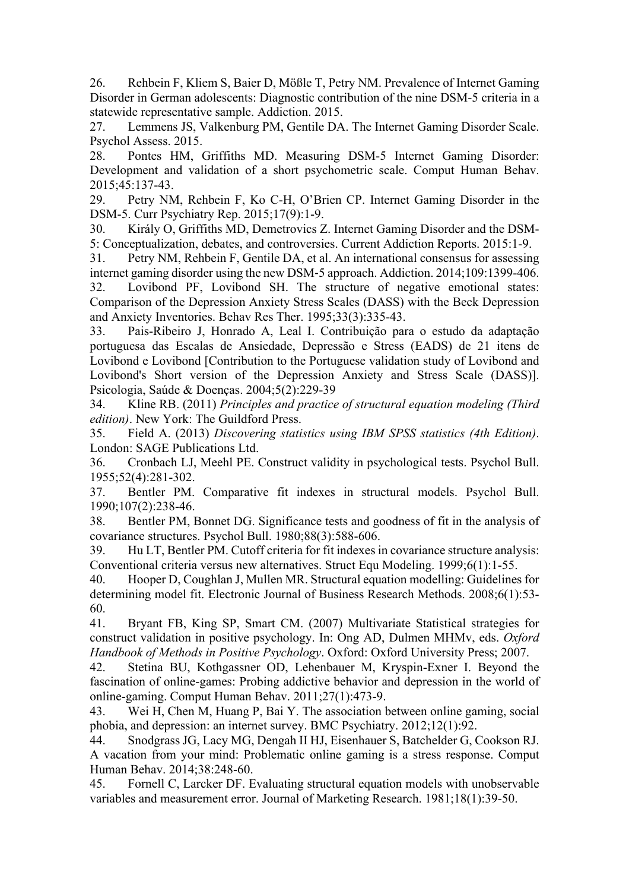26. Rehbein F, Kliem S, Baier D, Mößle T, Petry NM. Prevalence of Internet Gaming Disorder in German adolescents: Diagnostic contribution of the nine DSM-5 criteria in a statewide representative sample. Addiction. 2015.
27. Lemmens JS, Valkenburg PM, Gentile DA. The Internet Gaming Disorder Scale. Psychol Assess. 2015.
28. Pontes HM, Griffiths MD. Measuring DSM-5 Internet Gaming Disorder: Development and validation of a short psychometric scale. Comput Human Behav. 2015;45:137-43.
29. Petry NM, Rehbein F, Ko C-H, O'Brien CP. Internet Gaming Disorder in the DSM-5. Curr Psychiatry Rep. 2015;17(9):1-9.
30. Király O, Griffiths MD, Demetrovics Z. Internet Gaming Disorder and the DSM-5: Conceptualization, debates, and controversies. Current Addiction Reports. 2015:1-9.
31. Petry NM, Rehbein F, Gentile DA, et al. An international consensus for assessing internet gaming disorder using the new DSM-5 approach. Addiction. 2014;109:1399-406.
32. Lovibond PF, Lovibond SH. The structure of negative emotional states: Comparison of the Depression Anxiety Stress Scales (DASS) with the Beck Depression and Anxiety Inventories. Behav Res Ther. 1995;33(3):335-43.
33. Pais-Ribeiro J, Honrado A, Leal I. Contribuição para o estudo da adaptação portuguesa das Escalas de Ansiedade, Depressão e Stress (EADS) de 21 itens de Lovibond e Lovibond [Contribution to the Portuguese validation study of Lovibond and Lovibond's Short version of the Depression Anxiety and Stress Scale (DASS)]. Psicologia, Saúde & Doenças. 2004;5(2):229-39
34. Kline RB. (2011) *Principles and practice of structural equation modeling (Third edition)*. New York: The Guildford Press.
35. Field A. (2013) *Discovering statistics using IBM SPSS statistics (4th Edition)*. London: SAGE Publications Ltd.
36. Cronbach LJ, Meehl PE. Construct validity in psychological tests. Psychol Bull. 1955;52(4):281-302.
37. Bentler PM. Comparative fit indexes in structural models. Psychol Bull. 1990;107(2):238-46.
38. Bentler PM, Bonnet DG. Significance tests and goodness of fit in the analysis of covariance structures. Psychol Bull. 1980;88(3):588-606.
39. Hu LT, Bentler PM. Cutoff criteria for fit indexes in covariance structure analysis: Conventional criteria versus new alternatives. Struct Equ Modeling. 1999;6(1):1-55.
40. Hooper D, Coughlan J, Mullen MR. Structural equation modelling: Guidelines for determining model fit. Electronic Journal of Business Research Methods. 2008;6(1):53-60.
41. Bryant FB, King SP, Smart CM. (2007) Multivariate Statistical strategies for construct validation in positive psychology. In: Ong AD, Dulmen MHMv, eds. *Oxford Handbook of Methods in Positive Psychology*. Oxford: Oxford University Press; 2007.
42. Stetina BU, Kothgassner OD, Lehenbauer M, Kryspin-Exner I. Beyond the fascination of online-games: Probing addictive behavior and depression in the world of online-gaming. Comput Human Behav. 2011;27(1):473-9.
43. Wei H, Chen M, Huang P, Bai Y. The association between online gaming, social phobia, and depression: an internet survey. BMC Psychiatry. 2012;12(1):92.
44. Snodgrass JG, Lacy MG, Dengah II HJ, Eisenhauer S, Batchelder G, Cookson RJ. A vacation from your mind: Problematic online gaming is a stress response. Comput Human Behav. 2014;38:248-60.
45. Fornell C, Larcker DF. Evaluating structural equation models with unobservable variables and measurement error. Journal of Marketing Research. 1981;18(1):39-50.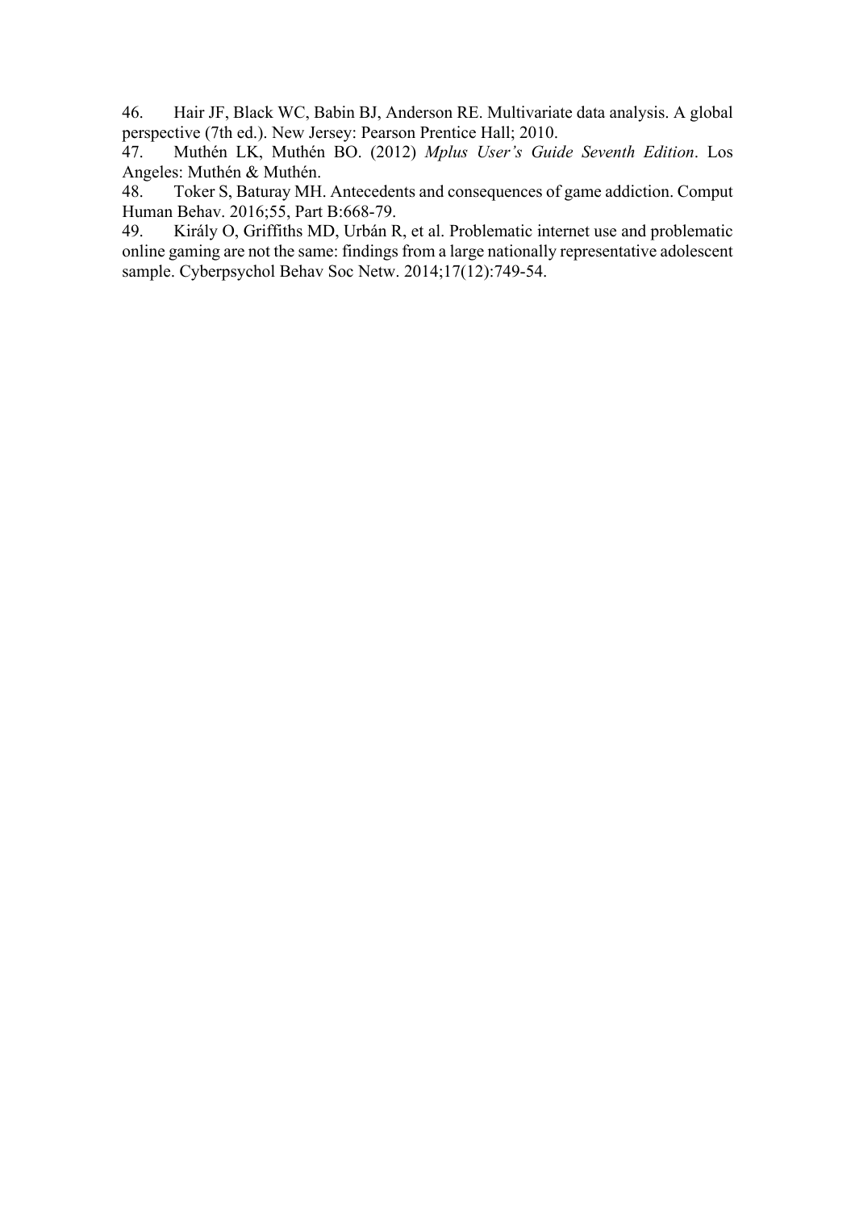46. Hair JF, Black WC, Babin BJ, Anderson RE. Multivariate data analysis. A global perspective (7th ed.). New Jersey: Pearson Prentice Hall; 2010.
47. Muthén LK, Muthén BO. (2012) *Mplus User's Guide Seventh Edition*. Los Angeles: Muthén & Muthén.
48. Toker S, Baturay MH. Antecedents and consequences of game addiction. Comput Human Behav. 2016;55, Part B:668-79.
49. Király O, Griffiths MD, Urbán R, et al. Problematic internet use and problematic online gaming are not the same: findings from a large nationally representative adolescent sample. Cyberpsychol Behav Soc Netw. 2014;17(12):749-54.